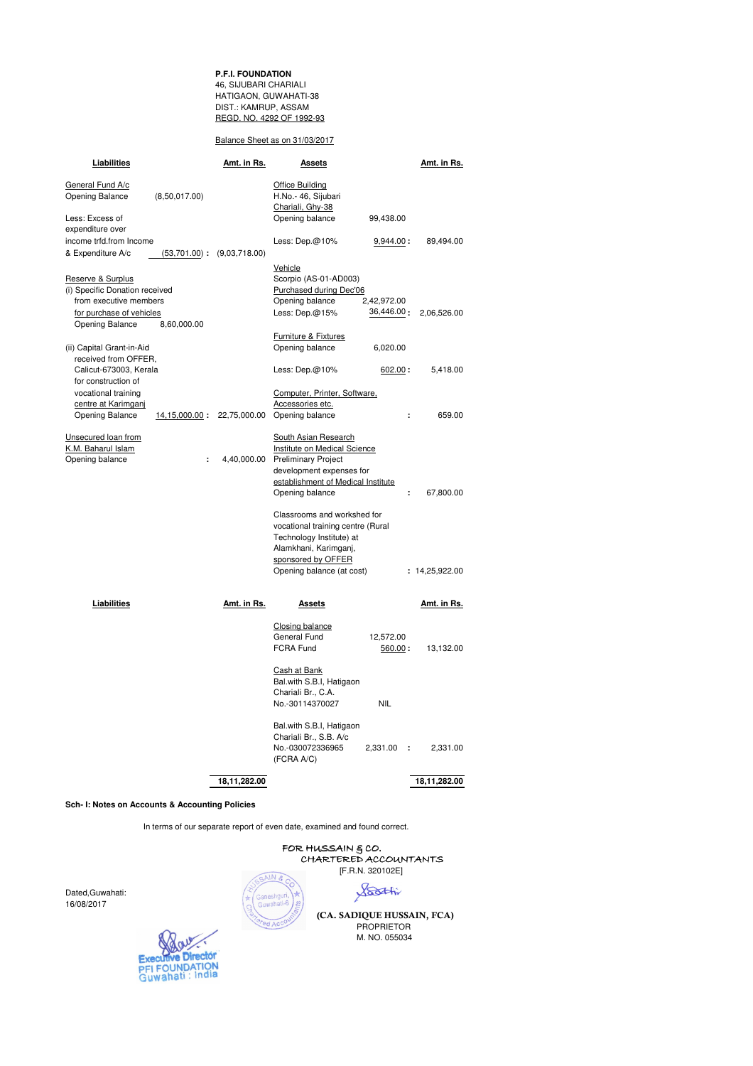**P.F.I. FOUNDATION**
46, SIJUBARI CHARIALI
HATIGAON, GUWAHATI-38
DIST.: KAMRUP, ASSAM
REGD. NO. 4292 OF 1992-93

Balance Sheet as on 31/03/2017

| Liabilities | | Amt. in Rs. | Assets | | Amt. in Rs. |
|---|---|---|---|---|---|
| General Fund A/c | | | Office Building | | |
| Opening Balance | (8,50,017.00) | | H.No.- 46, Sijubari Chariali, Ghy-38 | | |
| Less: Excess of expenditure over | | | Opening balance | 99,438.00 | |
| income trfd.from Income & Expenditure A/c | (53,701.00) : | (9,03,718.00) | Less: Dep.@10% | 9,944.00 : | 89,494.00 |
| | | | Vehicle | | |
| Reserve & Surplus | | | Scorpio (AS-01-AD003) | | |
| (i) Specific Donation received from executive members for purchase of vehicles | | | Purchased during Dec'06 | | |
| Opening Balance | 8,60,000.00 | | Opening balance | 2,42,972.00 | |
| | | | Less: Dep.@15% | 36,446.00 : | 2,06,526.00 |
| | | | Furniture & Fixtures | | |
| (ii) Capital Grant-in-Aid received from OFFER, Calicut-673003, Kerala for construction of vocational training centre at Karimganj | | | Opening balance | 6,020.00 | |
| | | | Less: Dep.@10% | 602.00 : | 5,418.00 |
| | | | Computer, Printer, Software, Accessories etc. | | |
| Opening Balance | 14,15,000.00 : | 22,75,000.00 | Opening balance | : | 659.00 |
| Unsecured loan from K.M. Baharul Islam | | | South Asian Research Institute on Medical Science Preliminary Project development expenses for establishment of Medical Institute | | |
| Opening balance | : | 4,40,000.00 | Opening balance | : | 67,800.00 |
| | | | Classrooms and workshed for vocational training centre (Rural Technology Institute) at Alamkhani, Karimganj, sponsored by OFFER | | |
| | | | Opening balance (at cost) | : | 14,25,922.00 |
| | | | Closing balance | | |
| | | | General Fund | 12,572.00 | |
| | | | FCRA Fund | 560.00 : | 13,132.00 |
| | | | Cash at Bank | | |
| | | | Bal.with S.B.I, Hatigaon Chariali Br., C.A. No.-30114370027 | NIL | |
| | | | Bal.with S.B.I, Hatigaon Chariali Br., S.B. A/c No.-030072336965 (FCRA A/C) | 2,331.00 : | 2,331.00 |
| | | **18,11,282.00** | | | **18,11,282.00** |

**Sch- I: Notes on Accounts & Accounting Policies**

In terms of our separate report of even date, examined and found correct.

FOR HUSSAIN & CO.
CHARTERED ACCOUNTANTS
[F.R.N. 320102E]

Dated,Guwahati:
16/08/2017

(CA. SADIQUE HUSSAIN, FCA)
PROPRIETOR
M. NO. 055034

Executive Director
PFI FOUNDATION
Guwahati : India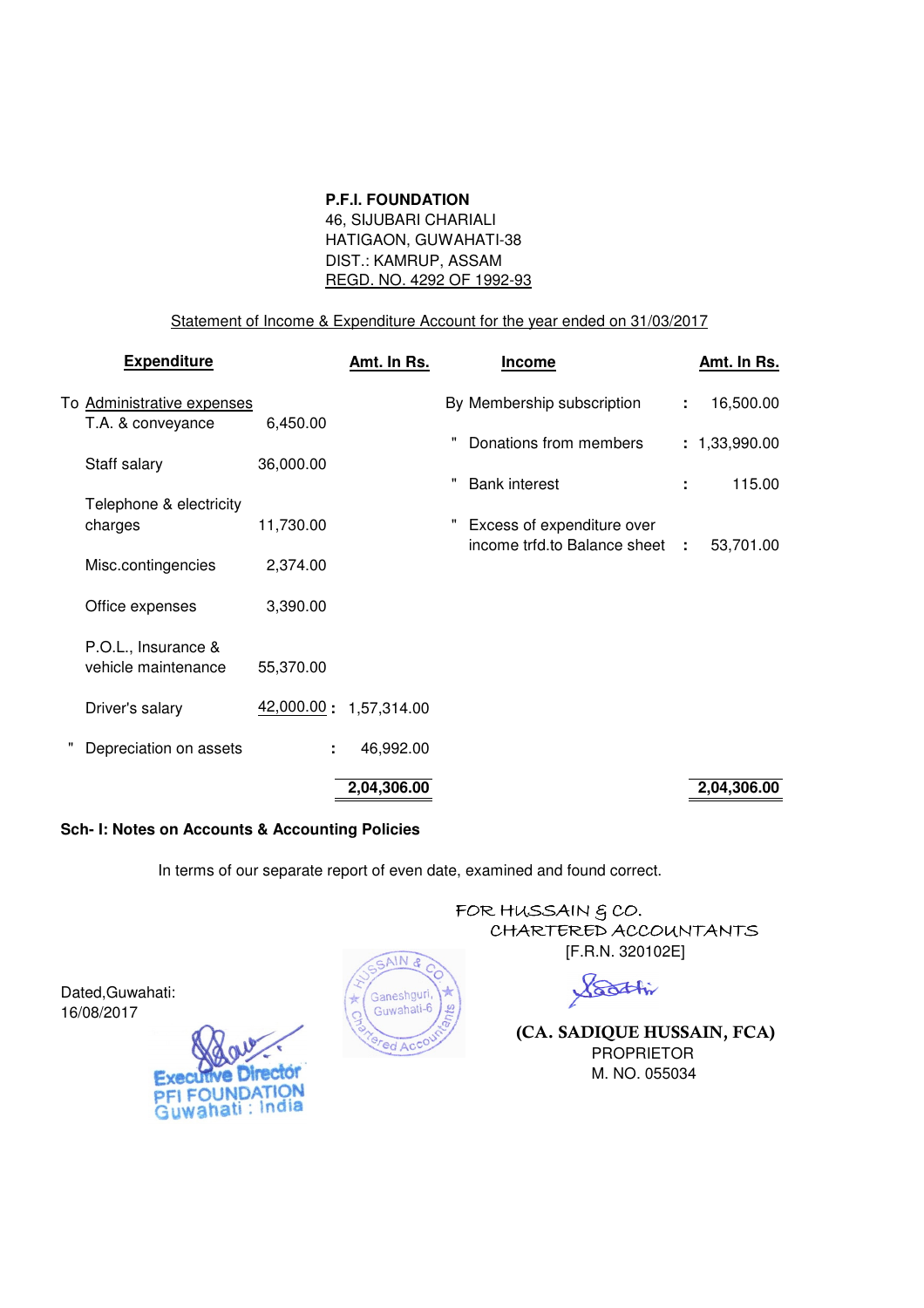**P.F.I. FOUNDATION**
46, SIJUBARI CHARIALI
HATIGAON, GUWAHATI-38
DIST.: KAMRUP, ASSAM
REGD. NO. 4292 OF 1992-93

Statement of Income & Expenditure Account for the year ended on 31/03/2017

| Expenditure | | Amt. In Rs. | Income | Amt. In Rs. |
|---|---|---|---|---|
| To Administrative expenses | | | By Membership subscription | : 16,500.00 |
| T.A. & conveyance | 6,450.00 | | " Donations from members | : 1,33,990.00 |
| Staff salary | 36,000.00 | | " Bank interest | : 115.00 |
| Telephone & electricity charges | 11,730.00 | | " Excess of expenditure over income trfd.to Balance sheet | : 53,701.00 |
| Misc.contingencies | 2,374.00 | | | |
| Office expenses | 3,390.00 | | | |
| P.O.L., Insurance & vehicle maintenance | 55,370.00 | | | |
| Driver's salary | 42,000.00 | : 1,57,314.00 | | |
| " Depreciation on assets | | : 46,992.00 | | |
| | | **2,04,306.00** | | **2,04,306.00** |

**Sch- I: Notes on Accounts & Accounting Policies**

In terms of our separate report of even date, examined and found correct.

FOR HUSSAIN & CO.
CHARTERED ACCOUNTANTS
[F.R.N. 320102E]

Dated,Guwahati:
16/08/2017

Executive Director
PFI FOUNDATION
Guwahati : India

HUSSAIN & CO
Ganeshguri,
Guwahati-6
Chartered Accountants

**(CA. SADIQUE HUSSAIN, FCA)**
PROPRIETOR
M. NO. 055034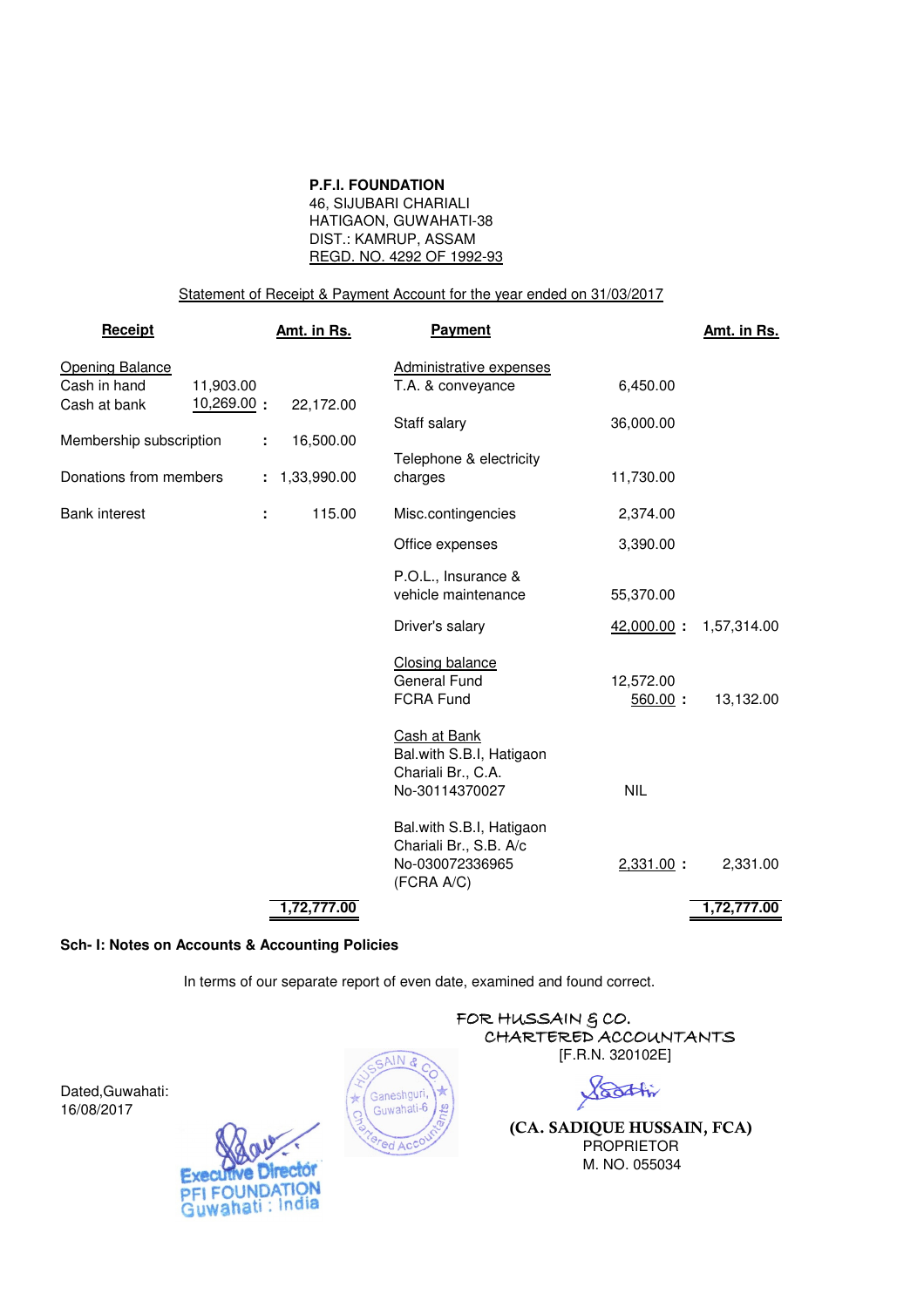**P.F.I. FOUNDATION**
46, SIJUBARI CHARIALI
HATIGAON, GUWAHATI-38
DIST.: KAMRUP, ASSAM
REGD. NO. 4292 OF 1992-93

Statement of Receipt & Payment Account for the year ended on 31/03/2017

| Receipt | | Amt. in Rs. | Payment | | Amt. in Rs. |
|---|---|---|---|---|---|
| Opening Balance | | | Administrative expenses | | |
| Cash in hand | 11,903.00 | | T.A. & conveyance | 6,450.00 | |
| Cash at bank | 10,269.00 : | 22,172.00 | Staff salary | 36,000.00 | |
| Membership subscription | : | 16,500.00 | Telephone & electricity charges | 11,730.00 | |
| Donations from members | : | 1,33,990.00 | Misc.contingencies | 2,374.00 | |
| Bank interest | : | 115.00 | Office expenses | 3,390.00 | |
| | | | P.O.L., Insurance & vehicle maintenance | 55,370.00 | |
| | | | Driver's salary | 42,000.00 : | 1,57,314.00 |
| | | | Closing balance | | |
| | | | General Fund | 12,572.00 | |
| | | | FCRA Fund | 560.00 : | 13,132.00 |
| | | | Cash at Bank | | |
| | | | Bal.with S.B.I, Hatigaon Chariali Br., C.A. No-30114370027 | NIL | |
| | | | Bal.with S.B.I, Hatigaon Chariali Br., S.B. A/c No-030072336965 (FCRA A/C) | 2,331.00 : | 2,331.00 |
| | | **1,72,777.00** | | | **1,72,777.00** |

**Sch- I: Notes on Accounts & Accounting Policies**

In terms of our separate report of even date, examined and found correct.

FOR HUSSAIN & CO.
CHARTERED ACCOUNTANTS
[F.R.N. 320102E]

Dated,Guwahati:
16/08/2017

Executive Director
PFI FOUNDATION
Guwahati : India

(CA. SADIQUE HUSSAIN, FCA)
PROPRIETOR
M. NO. 055034